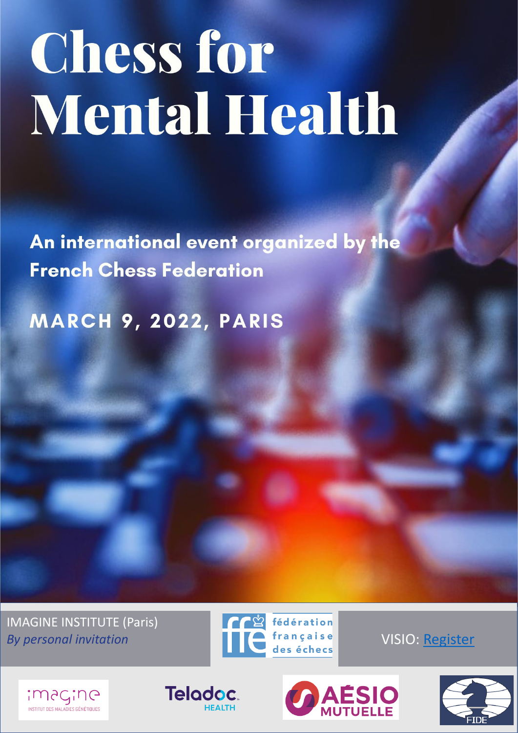# Chess for Mental Health

**An international event organized by the French Chess Federation**

**MARCH 9, 2022, PARIS**

IMAGINE INSTITUTE (Paris)
*By personal invitation*

fédération française des échecs

VISIO: Register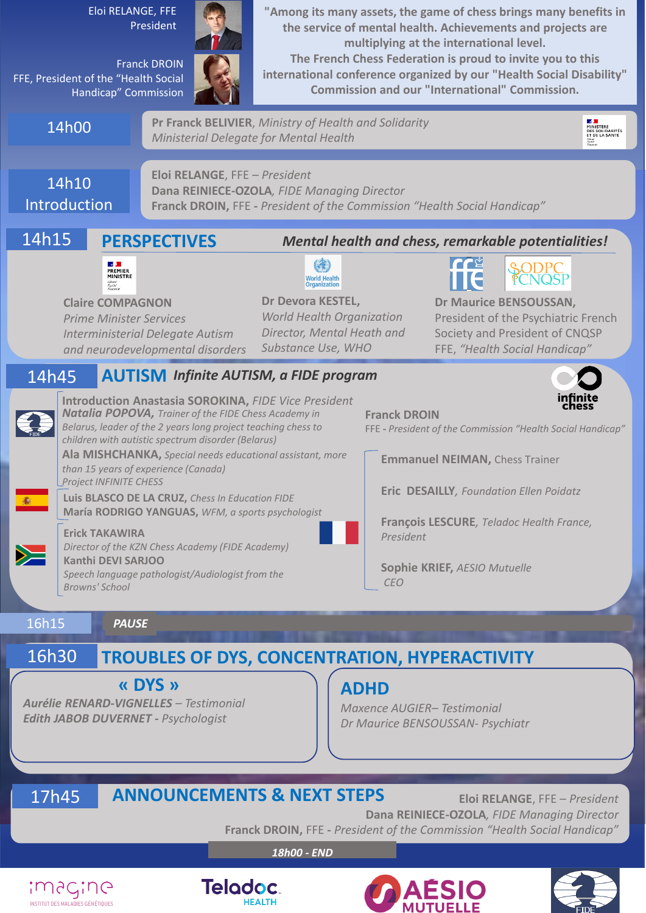Eloi RELANGE, FFE
President

Franck DROIN
FFE, President of the "Health Social Handicap" Commission

"Among its many assets, the game of chess brings many benefits in the service of mental health. Achievements and projects are multiplying at the international level.
The French Chess Federation is proud to invite you to this international conference organized by our "Health Social Disability" Commission and our "International" Commission.

## 14h00

**Pr Franck BELIVIER**, *Ministry of Health and Solidarity*
*Ministerial Delegate for Mental Health*

MINISTÈRE DES SOLIDARITÉS ET DE LA SANTÉ

## 14h10 Introduction

**Eloi RELANGE**, FFE – *President*
**Dana REINIECE-OZOLA**, *FIDE Managing Director*
**Franck DROIN**, FFE - *President of the Commission "Health Social Handicap"*

## 14h15 PERSPECTIVES

***Mental health and chess, remarkable potentialities!***

PREMIER MINISTRE
**Claire COMPAGNON**
*Prime Minister Services*
*Interministerial Delegate Autism and neurodevelopmental disorders*

World Health Organization
**Dr Devora KESTEL,**
*World Health Organization*
*Director, Mental Heath and Substance Use, WHO*

ffe — SODPC CNQSP
**Dr Maurice BENSOUSSAN,**
President of the Psychiatric French Society and President of CNQSP
FFE, *"Health Social Handicap"*

## 14h45 AUTISM

***Infinite AUTISM, a FIDE program***

infinite chess

**Introduction Anastasia SOROKINA,** *FIDE Vice President*
***Natalia POPOVA,*** *Trainer of the FIDE Chess Academy in Belarus, leader of the 2 years long project teaching chess to children with autistic spectrum disorder (Belarus)*
**Ala MISHCHANKA,** *Special needs educational assistant, more than 15 years of experience (Canada)*
*Project INFINITE CHESS*

**Luis BLASCO DE LA CRUZ,** *Chess In Education FIDE*
**María RODRIGO YANGUAS,** *WFM, a sports psychologist*

**Erick TAKAWIRA**
*Director of the KZN Chess Academy (FIDE Academy)*
**Kanthi DEVI SARJOO**
*Speech language pathologist/Audiologist from the Browns' School*

**Franck DROIN**
FFE - *President of the Commission "Health Social Handicap"*

**Emmanuel NEIMAN,** Chess Trainer

**Eric DESAILLY,** *Foundation Ellen Poidatz*

**François LESCURE,** *Teladoc Health France, President*

**Sophie KRIEF,** *AESIO Mutuelle CEO*

## 16h15 *PAUSE*

## 16h30 TROUBLES OF DYS, CONCENTRATION, HYPERACTIVITY

### « DYS »

***Aurélie RENARD-VIGNELLES*** *– Testimonial*
***Edith JABOB DUVERNET*** *- Psychologist*

### ADHD

*Maxence AUGIER– Testimonial*
*Dr Maurice BENSOUSSAN- Psychiatr*

## 17h45 ANNOUNCEMENTS & NEXT STEPS

**Eloi RELANGE**, FFE – *President*
**Dana REINIECE-OZOLA**, *FIDE Managing Director*
**Franck DROIN**, FFE - *President of the Commission "Health Social Handicap"*

***18h00 - END***

imagine INSTITUT DES MALADIES GÉNÉTIQUES — Teladoc HEALTH — AÉSIO MUTUELLE — FIDE